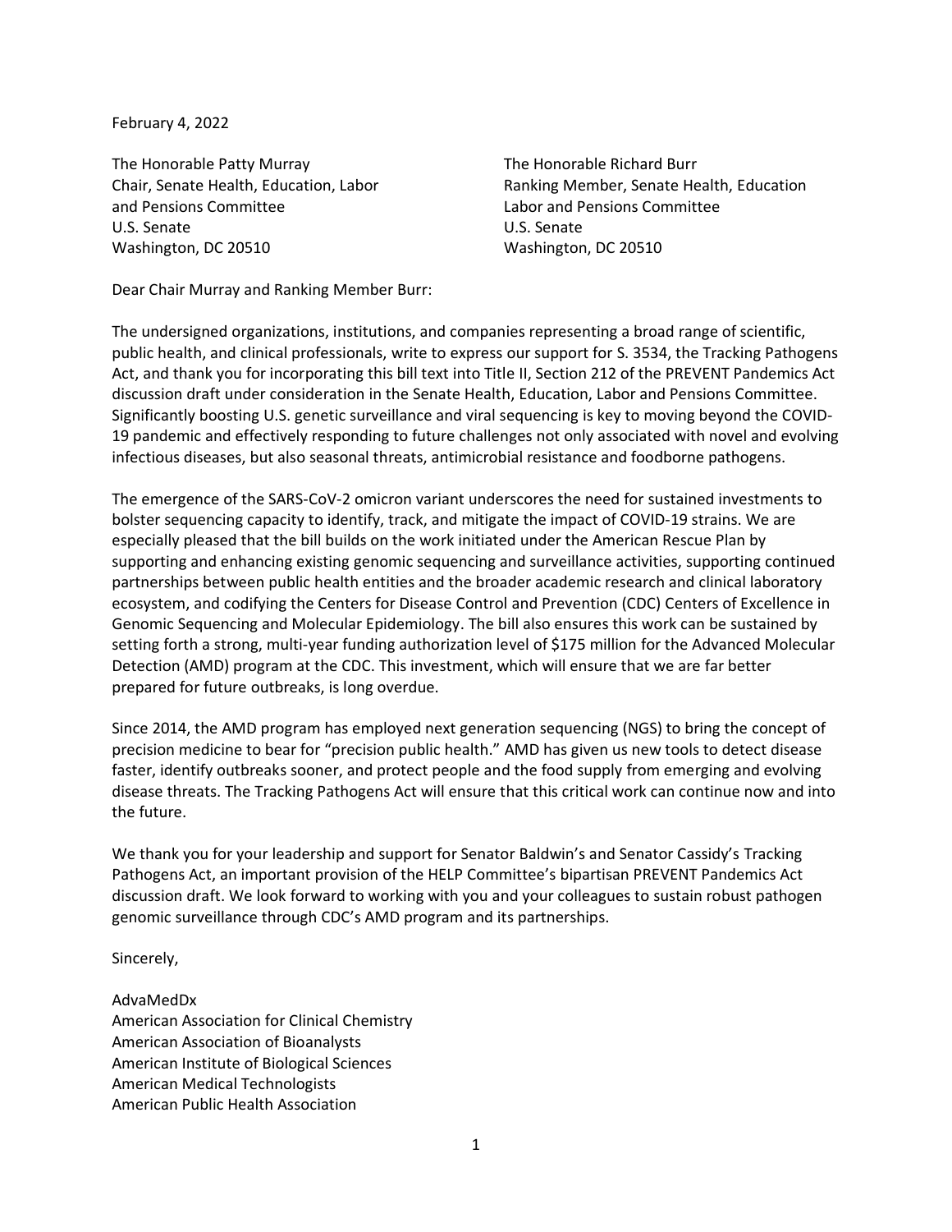February 4, 2022

The Honorable Patty Murray
Chair, Senate Health, Education, Labor and Pensions Committee
U.S. Senate
Washington, DC 20510

The Honorable Richard Burr
Ranking Member, Senate Health, Education Labor and Pensions Committee
U.S. Senate
Washington, DC 20510

Dear Chair Murray and Ranking Member Burr:

The undersigned organizations, institutions, and companies representing a broad range of scientific, public health, and clinical professionals, write to express our support for S. 3534, the Tracking Pathogens Act, and thank you for incorporating this bill text into Title II, Section 212 of the PREVENT Pandemics Act discussion draft under consideration in the Senate Health, Education, Labor and Pensions Committee. Significantly boosting U.S. genetic surveillance and viral sequencing is key to moving beyond the COVID-19 pandemic and effectively responding to future challenges not only associated with novel and evolving infectious diseases, but also seasonal threats, antimicrobial resistance and foodborne pathogens.

The emergence of the SARS-CoV-2 omicron variant underscores the need for sustained investments to bolster sequencing capacity to identify, track, and mitigate the impact of COVID-19 strains. We are especially pleased that the bill builds on the work initiated under the American Rescue Plan by supporting and enhancing existing genomic sequencing and surveillance activities, supporting continued partnerships between public health entities and the broader academic research and clinical laboratory ecosystem, and codifying the Centers for Disease Control and Prevention (CDC) Centers of Excellence in Genomic Sequencing and Molecular Epidemiology. The bill also ensures this work can be sustained by setting forth a strong, multi-year funding authorization level of $175 million for the Advanced Molecular Detection (AMD) program at the CDC. This investment, which will ensure that we are far better prepared for future outbreaks, is long overdue.

Since 2014, the AMD program has employed next generation sequencing (NGS) to bring the concept of precision medicine to bear for "precision public health." AMD has given us new tools to detect disease faster, identify outbreaks sooner, and protect people and the food supply from emerging and evolving disease threats. The Tracking Pathogens Act will ensure that this critical work can continue now and into the future.

We thank you for your leadership and support for Senator Baldwin's and Senator Cassidy's Tracking Pathogens Act, an important provision of the HELP Committee's bipartisan PREVENT Pandemics Act discussion draft. We look forward to working with you and your colleagues to sustain robust pathogen genomic surveillance through CDC's AMD program and its partnerships.

Sincerely,

AdvaMedDx
American Association for Clinical Chemistry
American Association of Bioanalysts
American Institute of Biological Sciences
American Medical Technologists
American Public Health Association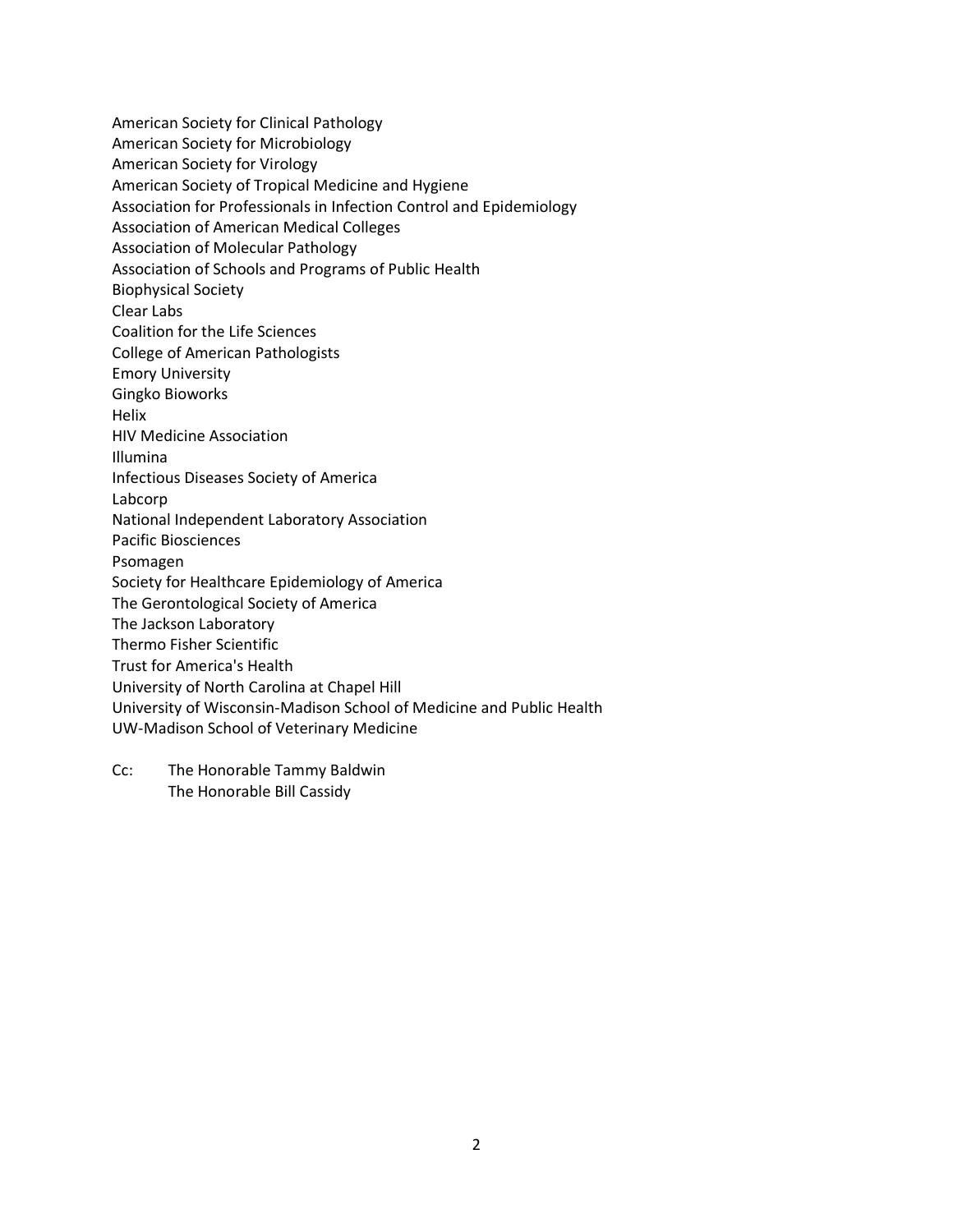American Society for Clinical Pathology
American Society for Microbiology
American Society for Virology
American Society of Tropical Medicine and Hygiene
Association for Professionals in Infection Control and Epidemiology
Association of American Medical Colleges
Association of Molecular Pathology
Association of Schools and Programs of Public Health
Biophysical Society
Clear Labs
Coalition for the Life Sciences
College of American Pathologists
Emory University
Gingko Bioworks
Helix
HIV Medicine Association
Illumina
Infectious Diseases Society of America
Labcorp
National Independent Laboratory Association
Pacific Biosciences
Psomagen
Society for Healthcare Epidemiology of America
The Gerontological Society of America
The Jackson Laboratory
Thermo Fisher Scientific
Trust for America's Health
University of North Carolina at Chapel Hill
University of Wisconsin-Madison School of Medicine and Public Health
UW-Madison School of Veterinary Medicine

Cc: The Honorable Tammy Baldwin
The Honorable Bill Cassidy